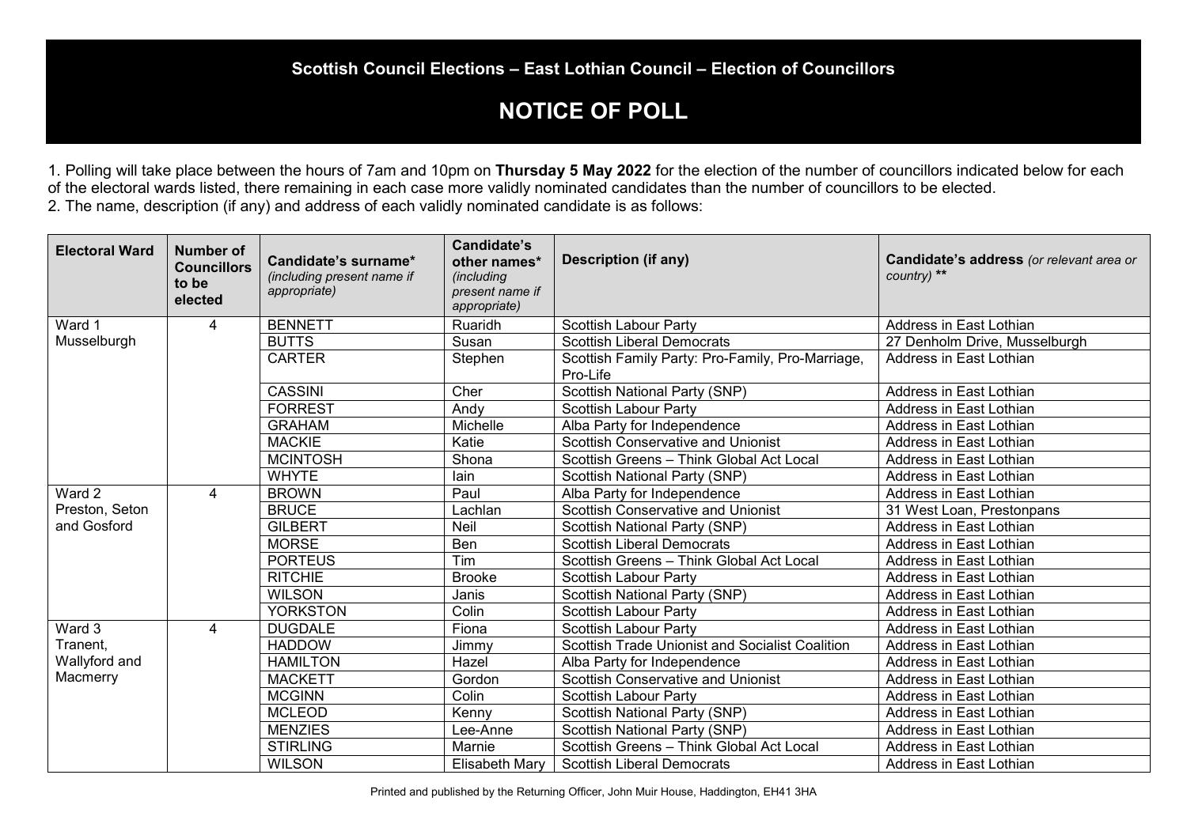**Scottish Council Elections – East Lothian Council – Election of Councillors**

# NOTICE OF POLL

1. Polling will take place between the hours of 7am and 10pm on **Thursday 5 May 2022** for the election of the number of councillors indicated below for each of the electoral wards listed, there remaining in each case more validly nominated candidates than the number of councillors to be elected.
2. The name, description (if any) and address of each validly nominated candidate is as follows:

| Electoral Ward | Number of Councillors to be elected | Candidate's surname* *(including present name if appropriate)* | Candidate's other names* *(including present name if appropriate)* | Description (if any) | Candidate's address *(or relevant area or country)* ** |
|---|---|---|---|---|---|
| Ward 1 Musselburgh | 4 | BENNETT | Ruaridh | Scottish Labour Party | Address in East Lothian |
| | | BUTTS | Susan | Scottish Liberal Democrats | 27 Denholm Drive, Musselburgh |
| | | CARTER | Stephen | Scottish Family Party: Pro-Family, Pro-Marriage, Pro-Life | Address in East Lothian |
| | | CASSINI | Cher | Scottish National Party (SNP) | Address in East Lothian |
| | | FORREST | Andy | Scottish Labour Party | Address in East Lothian |
| | | GRAHAM | Michelle | Alba Party for Independence | Address in East Lothian |
| | | MACKIE | Katie | Scottish Conservative and Unionist | Address in East Lothian |
| | | MCINTOSH | Shona | Scottish Greens – Think Global Act Local | Address in East Lothian |
| | | WHYTE | Iain | Scottish National Party (SNP) | Address in East Lothian |
| Ward 2 Preston, Seton and Gosford | 4 | BROWN | Paul | Alba Party for Independence | Address in East Lothian |
| | | BRUCE | Lachlan | Scottish Conservative and Unionist | 31 West Loan, Prestonpans |
| | | GILBERT | Neil | Scottish National Party (SNP) | Address in East Lothian |
| | | MORSE | Ben | Scottish Liberal Democrats | Address in East Lothian |
| | | PORTEUS | Tim | Scottish Greens – Think Global Act Local | Address in East Lothian |
| | | RITCHIE | Brooke | Scottish Labour Party | Address in East Lothian |
| | | WILSON | Janis | Scottish National Party (SNP) | Address in East Lothian |
| | | YORKSTON | Colin | Scottish Labour Party | Address in East Lothian |
| Ward 3 Tranent, Wallyford and Macmerry | 4 | DUGDALE | Fiona | Scottish Labour Party | Address in East Lothian |
| | | HADDOW | Jimmy | Scottish Trade Unionist and Socialist Coalition | Address in East Lothian |
| | | HAMILTON | Hazel | Alba Party for Independence | Address in East Lothian |
| | | MACKETT | Gordon | Scottish Conservative and Unionist | Address in East Lothian |
| | | MCGINN | Colin | Scottish Labour Party | Address in East Lothian |
| | | MCLEOD | Kenny | Scottish National Party (SNP) | Address in East Lothian |
| | | MENZIES | Lee-Anne | Scottish National Party (SNP) | Address in East Lothian |
| | | STIRLING | Marnie | Scottish Greens – Think Global Act Local | Address in East Lothian |
| | | WILSON | Elisabeth Mary | Scottish Liberal Democrats | Address in East Lothian |

Printed and published by the Returning Officer, John Muir House, Haddington, EH41 3HA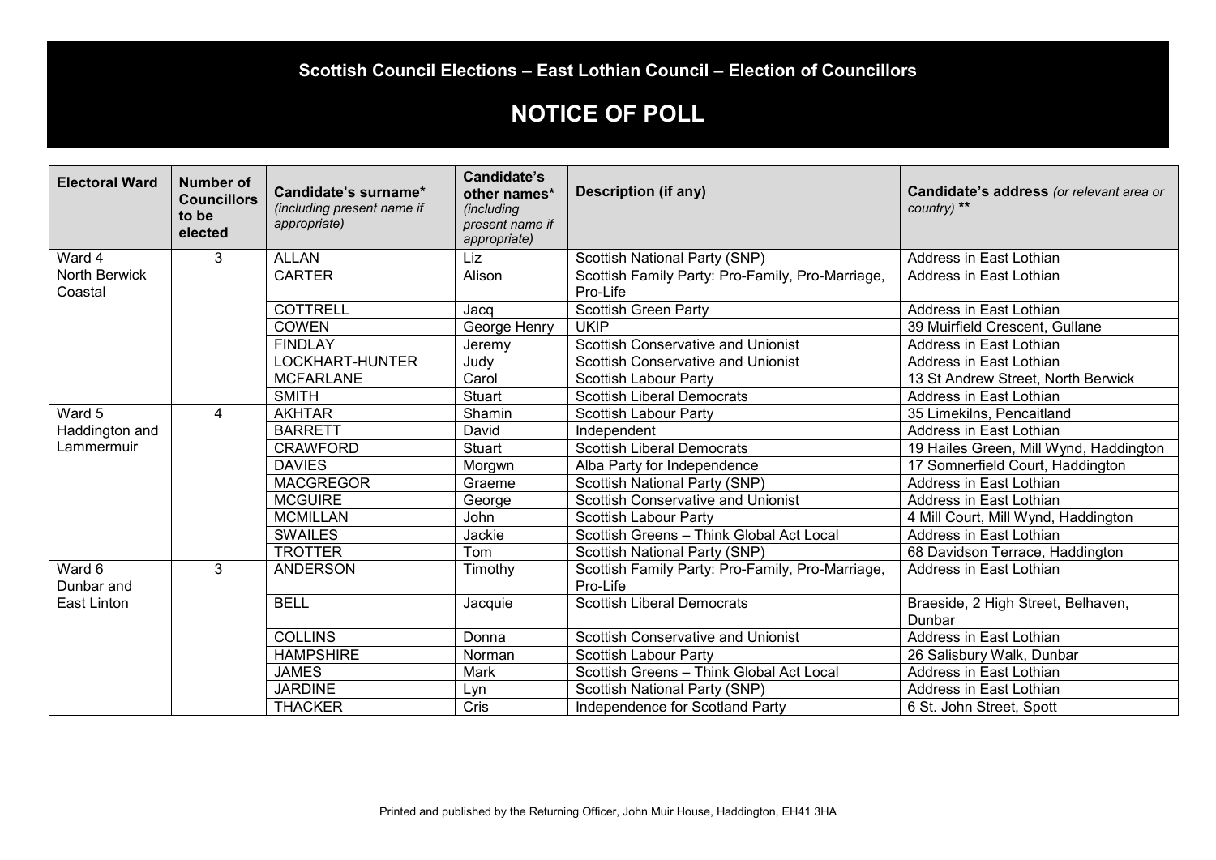**Scottish Council Elections – East Lothian Council – Election of Councillors**

# NOTICE OF POLL

| Electoral Ward | Number of Councillors to be elected | Candidate's surname* *(including present name if appropriate)* | Candidate's other names* *(including present name if appropriate)* | Description (if any) | Candidate's address *(or relevant area or country)* ** |
|---|---|---|---|---|---|
| Ward 4 North Berwick Coastal | 3 | ALLAN | Liz | Scottish National Party (SNP) | Address in East Lothian |
| | | CARTER | Alison | Scottish Family Party: Pro-Family, Pro-Marriage, Pro-Life | Address in East Lothian |
| | | COTTRELL | Jacq | Scottish Green Party | Address in East Lothian |
| | | COWEN | George Henry | UKIP | 39 Muirfield Crescent, Gullane |
| | | FINDLAY | Jeremy | Scottish Conservative and Unionist | Address in East Lothian |
| | | LOCKHART-HUNTER | Judy | Scottish Conservative and Unionist | Address in East Lothian |
| | | MCFARLANE | Carol | Scottish Labour Party | 13 St Andrew Street, North Berwick |
| | | SMITH | Stuart | Scottish Liberal Democrats | Address in East Lothian |
| Ward 5 Haddington and Lammermuir | 4 | AKHTAR | Shamin | Scottish Labour Party | 35 Limekilns, Pencaitland |
| | | BARRETT | David | Independent | Address in East Lothian |
| | | CRAWFORD | Stuart | Scottish Liberal Democrats | 19 Hailes Green, Mill Wynd, Haddington |
| | | DAVIES | Morgwn | Alba Party for Independence | 17 Somnerfield Court, Haddington |
| | | MACGREGOR | Graeme | Scottish National Party (SNP) | Address in East Lothian |
| | | MCGUIRE | George | Scottish Conservative and Unionist | Address in East Lothian |
| | | MCMILLAN | John | Scottish Labour Party | 4 Mill Court, Mill Wynd, Haddington |
| | | SWAILES | Jackie | Scottish Greens – Think Global Act Local | Address in East Lothian |
| | | TROTTER | Tom | Scottish National Party (SNP) | 68 Davidson Terrace, Haddington |
| Ward 6 Dunbar and East Linton | 3 | ANDERSON | Timothy | Scottish Family Party: Pro-Family, Pro-Marriage, Pro-Life | Address in East Lothian |
| | | BELL | Jacquie | Scottish Liberal Democrats | Braeside, 2 High Street, Belhaven, Dunbar |
| | | COLLINS | Donna | Scottish Conservative and Unionist | Address in East Lothian |
| | | HAMPSHIRE | Norman | Scottish Labour Party | 26 Salisbury Walk, Dunbar |
| | | JAMES | Mark | Scottish Greens – Think Global Act Local | Address in East Lothian |
| | | JARDINE | Lyn | Scottish National Party (SNP) | Address in East Lothian |
| | | THACKER | Cris | Independence for Scotland Party | 6 St. John Street, Spott |

Printed and published by the Returning Officer, John Muir House, Haddington, EH41 3HA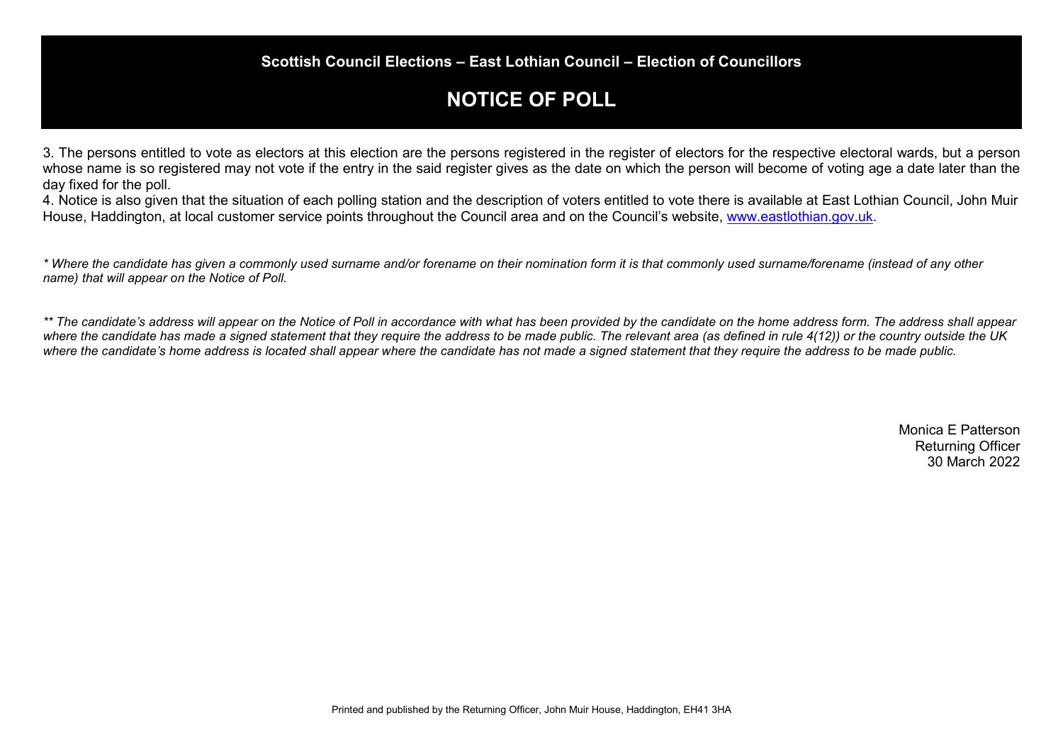**Scottish Council Elections – East Lothian Council – Election of Councillors**

# NOTICE OF POLL

3. The persons entitled to vote as electors at this election are the persons registered in the register of electors for the respective electoral wards, but a person whose name is so registered may not vote if the entry in the said register gives as the date on which the person will become of voting age a date later than the day fixed for the poll.

4. Notice is also given that the situation of each polling station and the description of voters entitled to vote there is available at East Lothian Council, John Muir House, Haddington, at local customer service points throughout the Council area and on the Council's website, www.eastlothian.gov.uk.

*\* Where the candidate has given a commonly used surname and/or forename on their nomination form it is that commonly used surname/forename (instead of any other name) that will appear on the Notice of Poll.*

*\*\* The candidate's address will appear on the Notice of Poll in accordance with what has been provided by the candidate on the home address form. The address shall appear where the candidate has made a signed statement that they require the address to be made public. The relevant area (as defined in rule 4(12)) or the country outside the UK where the candidate's home address is located shall appear where the candidate has not made a signed statement that they require the address to be made public.*

Monica E Patterson
Returning Officer
30 March 2022

Printed and published by the Returning Officer, John Muir House, Haddington, EH41 3HA